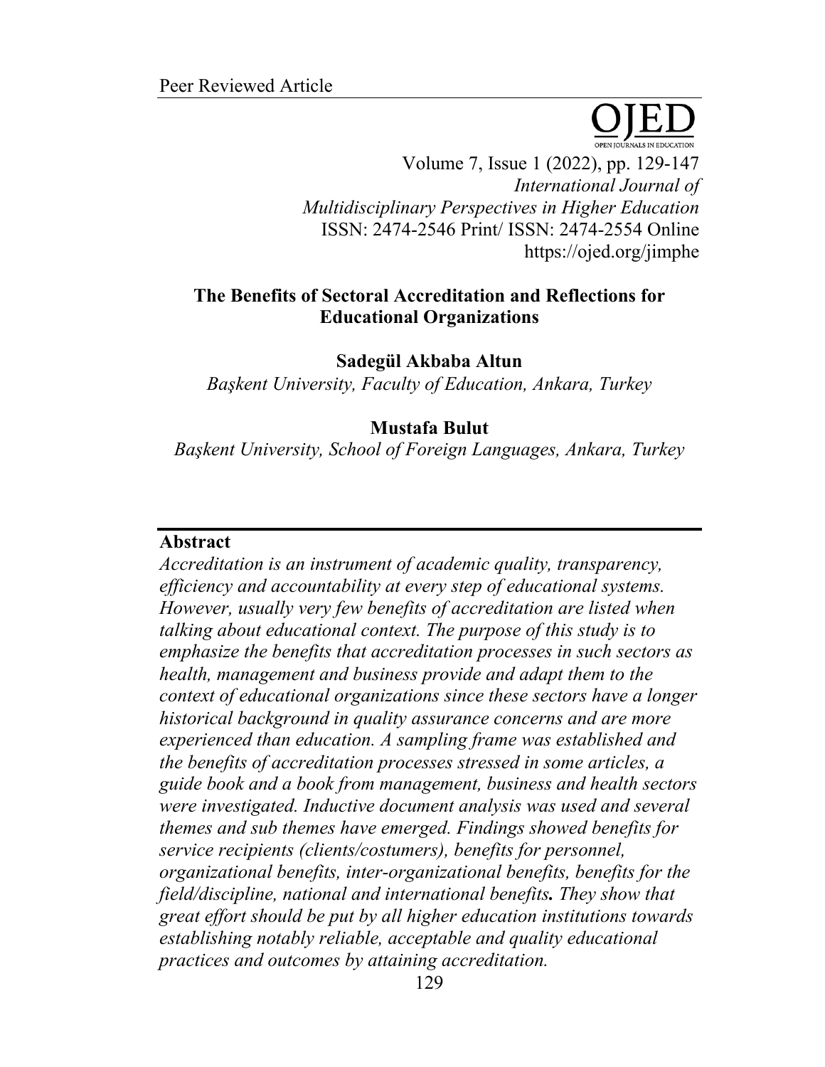Peer Reviewed Article

# The Benefits of Sectoral Accreditation and Reflections for Educational Organizations

**Sadegül Akbaba Altun**
*Başkent University, Faculty of Education, Ankara, Turkey*

**Mustafa Bulut**
*Başkent University, School of Foreign Languages, Ankara, Turkey*

## Abstract

*Accreditation is an instrument of academic quality, transparency, efficiency and accountability at every step of educational systems. However, usually very few benefits of accreditation are listed when talking about educational context. The purpose of this study is to emphasize the benefits that accreditation processes in such sectors as health, management and business provide and adapt them to the context of educational organizations since these sectors have a longer historical background in quality assurance concerns and are more experienced than education. A sampling frame was established and the benefits of accreditation processes stressed in some articles, a guide book and a book from management, business and health sectors were investigated. Inductive document analysis was used and several themes and sub themes have emerged. Findings showed benefits for service recipients (clients/costumers), benefits for personnel, organizational benefits, inter-organizational benefits, benefits for the field/discipline, national and international benefits**.** They show that great effort should be put by all higher education institutions towards establishing notably reliable, acceptable and quality educational practices and outcomes by attaining accreditation.*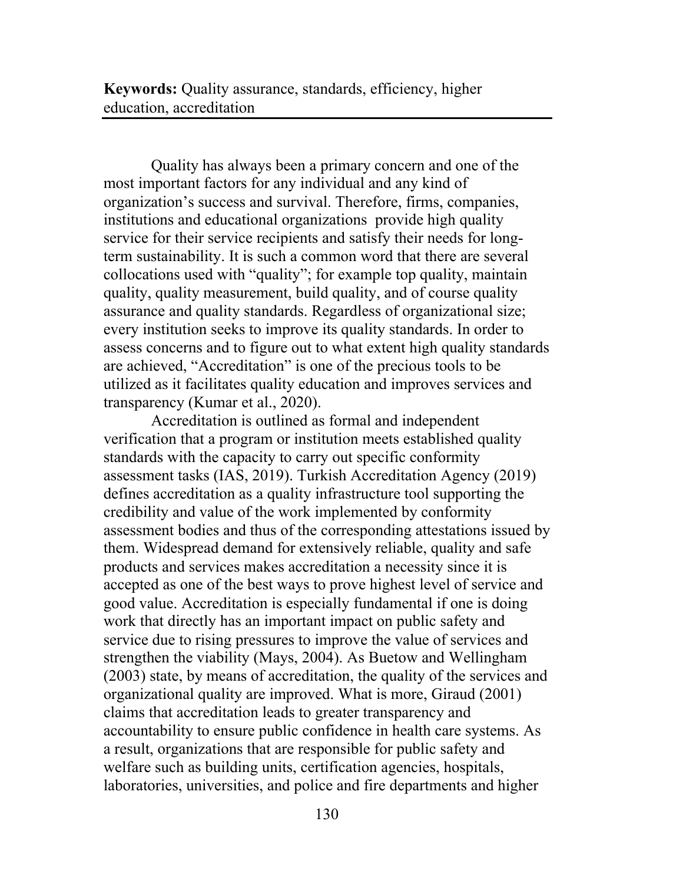**Keywords:** Quality assurance, standards, efficiency, higher education, accreditation

Quality has always been a primary concern and one of the most important factors for any individual and any kind of organization's success and survival. Therefore, firms, companies, institutions and educational organizations provide high quality service for their service recipients and satisfy their needs for long-term sustainability. It is such a common word that there are several collocations used with "quality"; for example top quality, maintain quality, quality measurement, build quality, and of course quality assurance and quality standards. Regardless of organizational size; every institution seeks to improve its quality standards. In order to assess concerns and to figure out to what extent high quality standards are achieved, "Accreditation" is one of the precious tools to be utilized as it facilitates quality education and improves services and transparency (Kumar et al., 2020).

Accreditation is outlined as formal and independent verification that a program or institution meets established quality standards with the capacity to carry out specific conformity assessment tasks (IAS, 2019). Turkish Accreditation Agency (2019) defines accreditation as a quality infrastructure tool supporting the credibility and value of the work implemented by conformity assessment bodies and thus of the corresponding attestations issued by them. Widespread demand for extensively reliable, quality and safe products and services makes accreditation a necessity since it is accepted as one of the best ways to prove highest level of service and good value. Accreditation is especially fundamental if one is doing work that directly has an important impact on public safety and service due to rising pressures to improve the value of services and strengthen the viability (Mays, 2004). As Buetow and Wellingham (2003) state, by means of accreditation, the quality of the services and organizational quality are improved. What is more, Giraud (2001) claims that accreditation leads to greater transparency and accountability to ensure public confidence in health care systems. As a result, organizations that are responsible for public safety and welfare such as building units, certification agencies, hospitals, laboratories, universities, and police and fire departments and higher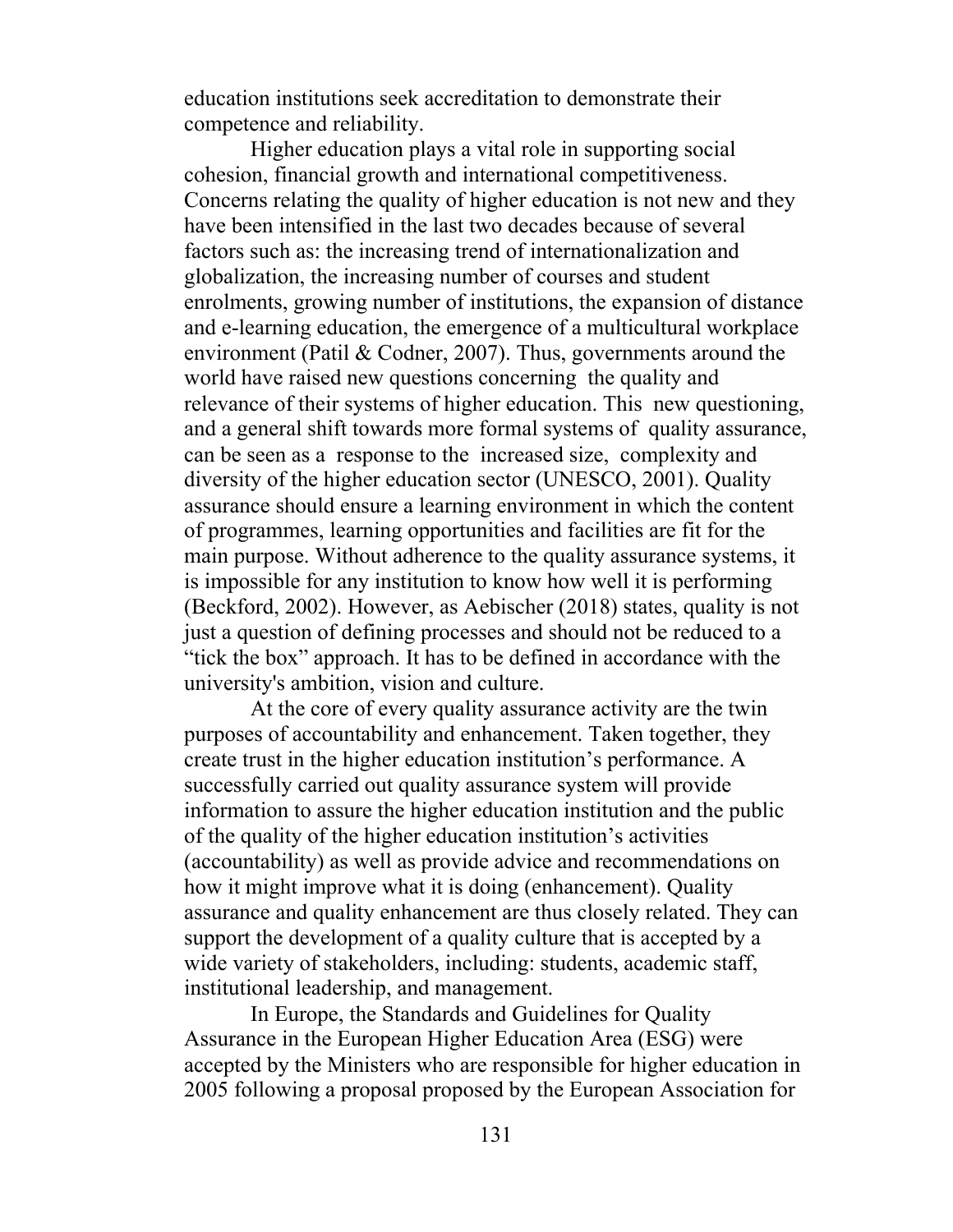education institutions seek accreditation to demonstrate their competence and reliability.

Higher education plays a vital role in supporting social cohesion, financial growth and international competitiveness. Concerns relating the quality of higher education is not new and they have been intensified in the last two decades because of several factors such as: the increasing trend of internationalization and globalization, the increasing number of courses and student enrolments, growing number of institutions, the expansion of distance and e-learning education, the emergence of a multicultural workplace environment (Patil & Codner, 2007). Thus, governments around the world have raised new questions concerning the quality and relevance of their systems of higher education. This new questioning, and a general shift towards more formal systems of quality assurance, can be seen as a response to the increased size, complexity and diversity of the higher education sector (UNESCO, 2001). Quality assurance should ensure a learning environment in which the content of programmes, learning opportunities and facilities are fit for the main purpose. Without adherence to the quality assurance systems, it is impossible for any institution to know how well it is performing (Beckford, 2002). However, as Aebischer (2018) states, quality is not just a question of defining processes and should not be reduced to a "tick the box" approach. It has to be defined in accordance with the university's ambition, vision and culture.

At the core of every quality assurance activity are the twin purposes of accountability and enhancement. Taken together, they create trust in the higher education institution's performance. A successfully carried out quality assurance system will provide information to assure the higher education institution and the public of the quality of the higher education institution's activities (accountability) as well as provide advice and recommendations on how it might improve what it is doing (enhancement). Quality assurance and quality enhancement are thus closely related. They can support the development of a quality culture that is accepted by a wide variety of stakeholders, including: students, academic staff, institutional leadership, and management.

In Europe, the Standards and Guidelines for Quality Assurance in the European Higher Education Area (ESG) were accepted by the Ministers who are responsible for higher education in 2005 following a proposal proposed by the European Association for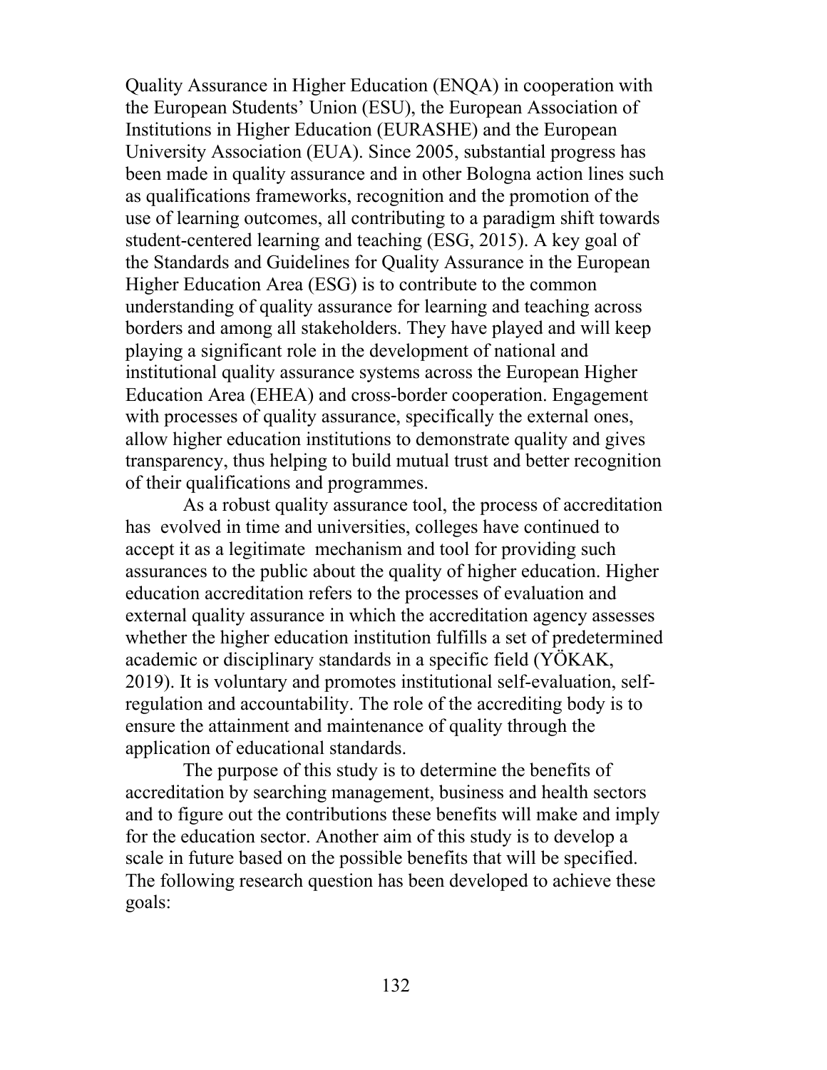Quality Assurance in Higher Education (ENQA) in cooperation with the European Students' Union (ESU), the European Association of Institutions in Higher Education (EURASHE) and the European University Association (EUA). Since 2005, substantial progress has been made in quality assurance and in other Bologna action lines such as qualifications frameworks, recognition and the promotion of the use of learning outcomes, all contributing to a paradigm shift towards student-centered learning and teaching (ESG, 2015). A key goal of the Standards and Guidelines for Quality Assurance in the European Higher Education Area (ESG) is to contribute to the common understanding of quality assurance for learning and teaching across borders and among all stakeholders. They have played and will keep playing a significant role in the development of national and institutional quality assurance systems across the European Higher Education Area (EHEA) and cross-border cooperation. Engagement with processes of quality assurance, specifically the external ones, allow higher education institutions to demonstrate quality and gives transparency, thus helping to build mutual trust and better recognition of their qualifications and programmes.

As a robust quality assurance tool, the process of accreditation has evolved in time and universities, colleges have continued to accept it as a legitimate mechanism and tool for providing such assurances to the public about the quality of higher education. Higher education accreditation refers to the processes of evaluation and external quality assurance in which the accreditation agency assesses whether the higher education institution fulfills a set of predetermined academic or disciplinary standards in a specific field (YÖKAK, 2019). It is voluntary and promotes institutional self-evaluation, self-regulation and accountability. The role of the accrediting body is to ensure the attainment and maintenance of quality through the application of educational standards.

The purpose of this study is to determine the benefits of accreditation by searching management, business and health sectors and to figure out the contributions these benefits will make and imply for the education sector. Another aim of this study is to develop a scale in future based on the possible benefits that will be specified. The following research question has been developed to achieve these goals: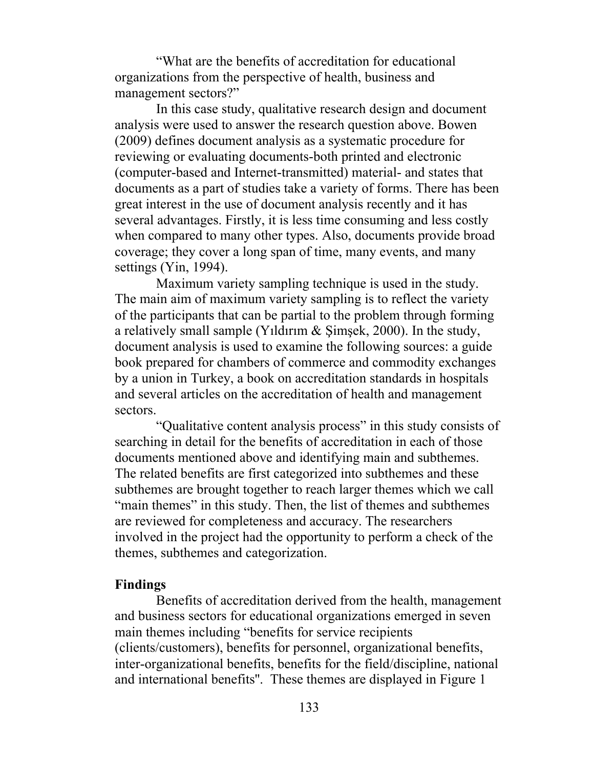"What are the benefits of accreditation for educational organizations from the perspective of health, business and management sectors?"

In this case study, qualitative research design and document analysis were used to answer the research question above. Bowen (2009) defines document analysis as a systematic procedure for reviewing or evaluating documents-both printed and electronic (computer-based and Internet-transmitted) material- and states that documents as a part of studies take a variety of forms. There has been great interest in the use of document analysis recently and it has several advantages. Firstly, it is less time consuming and less costly when compared to many other types. Also, documents provide broad coverage; they cover a long span of time, many events, and many settings (Yin, 1994).

Maximum variety sampling technique is used in the study. The main aim of maximum variety sampling is to reflect the variety of the participants that can be partial to the problem through forming a relatively small sample (Yıldırım & Şimşek, 2000). In the study, document analysis is used to examine the following sources: a guide book prepared for chambers of commerce and commodity exchanges by a union in Turkey, a book on accreditation standards in hospitals and several articles on the accreditation of health and management sectors.

"Qualitative content analysis process" in this study consists of searching in detail for the benefits of accreditation in each of those documents mentioned above and identifying main and subthemes. The related benefits are first categorized into subthemes and these subthemes are brought together to reach larger themes which we call "main themes" in this study. Then, the list of themes and subthemes are reviewed for completeness and accuracy. The researchers involved in the project had the opportunity to perform a check of the themes, subthemes and categorization.

## Findings

Benefits of accreditation derived from the health, management and business sectors for educational organizations emerged in seven main themes including "benefits for service recipients (clients/customers), benefits for personnel, organizational benefits, inter-organizational benefits, benefits for the field/discipline, national and international benefits". These themes are displayed in Figure 1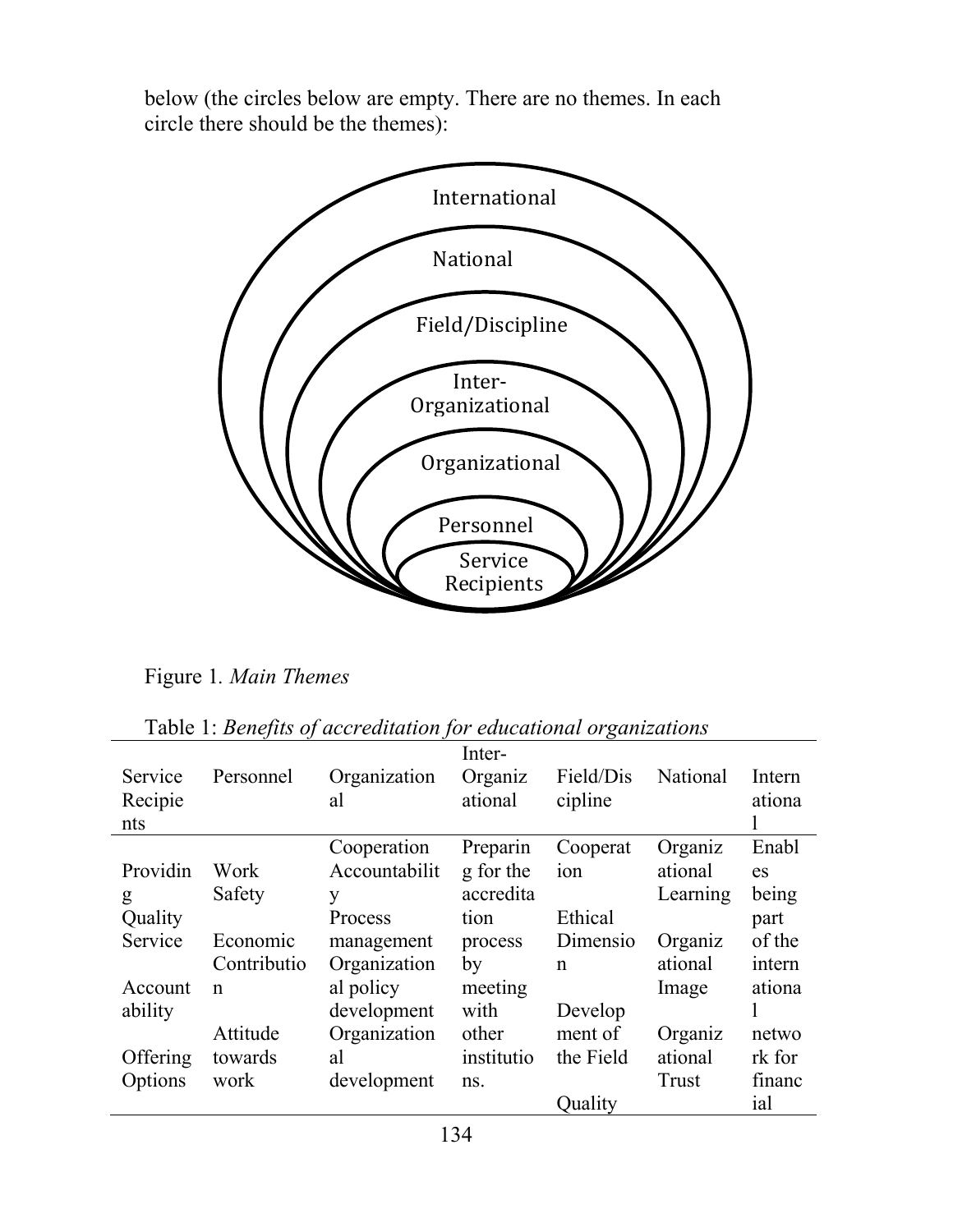below (the circles below are empty. There are no themes. In each circle there should be the themes):

International

National

Field/Discipline

Inter-Organizational

Organizational

Personnel

Service Recipients

Figure 1. *Main Themes*

Table 1: *Benefits of accreditation for educational organizations*

| Service Recipients | Personnel | Organizational | Inter-Organizational | Field/Discipline | National | International |
|---|---|---|---|---|---|---|
| Providing Quality Service | Work Safety | Cooperation | Preparing for the accreditation process by meeting with other institutions. | Cooperation | Organizational Learning | Enables being part of the international network for financial |
| Accountability | Economic Contribution | Accountability | | Ethical Dimension | Organizational Image | |
| Offering Options | Attitude towards work | Process management | | Development of the Field | Organizational Trust | |
| | | Organizational policy development | | Quality | | |
| | | Organizational development | | | | |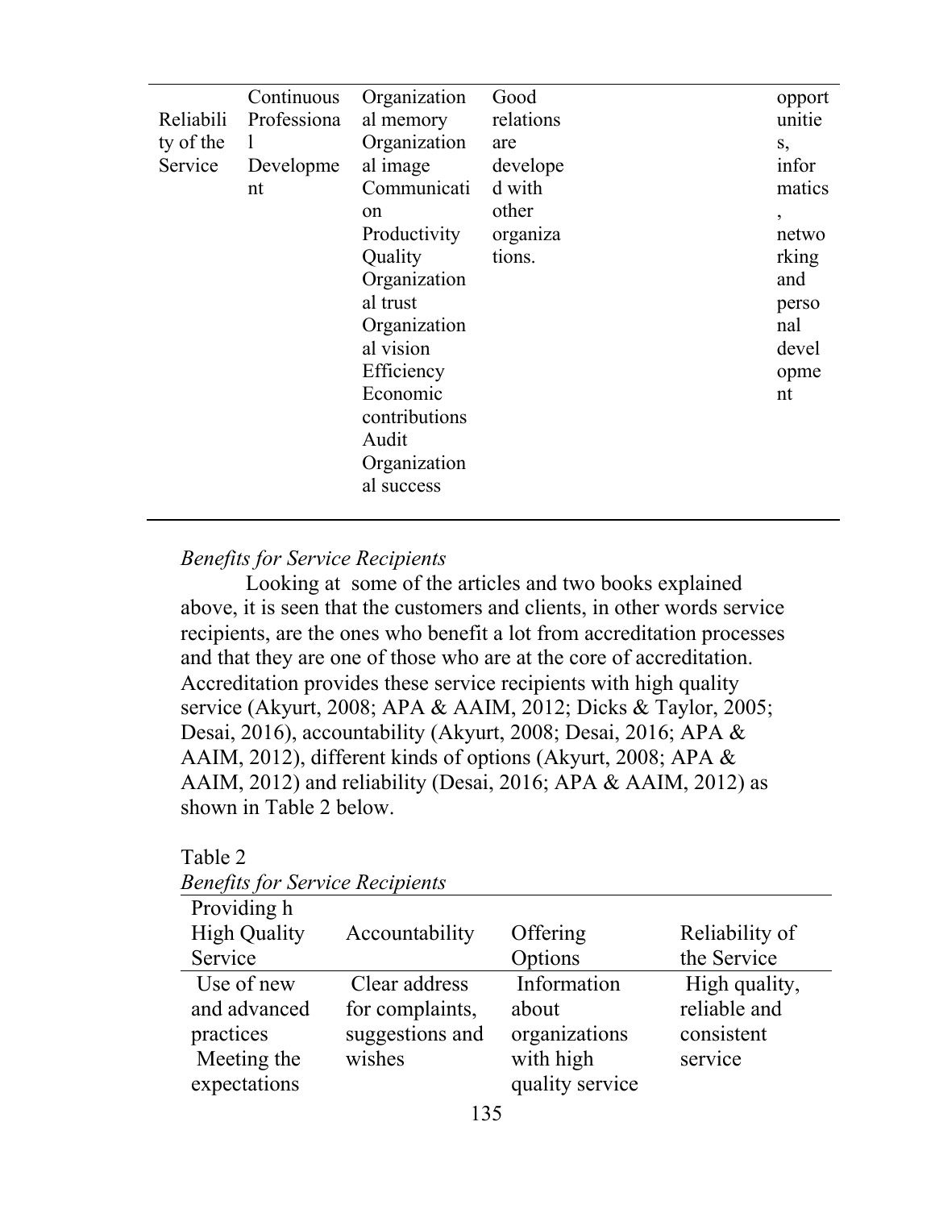| Reliability of the Service | Continuous Professional Development | Organizational memory Organizational image Communication Productivity Quality Organizational trust Organizational vision Efficiency Economic contributions Audit Organizational success | Good relations are developed with other organizations. | | opportunities, informatics, networking and personal development |
|---|---|---|---|---|---|

*Benefits for Service Recipients*

Looking at some of the articles and two books explained above, it is seen that the customers and clients, in other words service recipients, are the ones who benefit a lot from accreditation processes and that they are one of those who are at the core of accreditation. Accreditation provides these service recipients with high quality service (Akyurt, 2008; APA & AAIM, 2012; Dicks & Taylor, 2005; Desai, 2016), accountability (Akyurt, 2008; Desai, 2016; APA & AAIM, 2012), different kinds of options (Akyurt, 2008; APA & AAIM, 2012) and reliability (Desai, 2016; APA & AAIM, 2012) as shown in Table 2 below.

Table 2

*Benefits for Service Recipients*

| Providing h High Quality Service | Accountability | Offering Options | Reliability of the Service |
|---|---|---|---|
| Use of new and advanced practices Meeting the expectations | Clear address for complaints, suggestions and wishes | Information about organizations with high quality service | High quality, reliable and consistent service |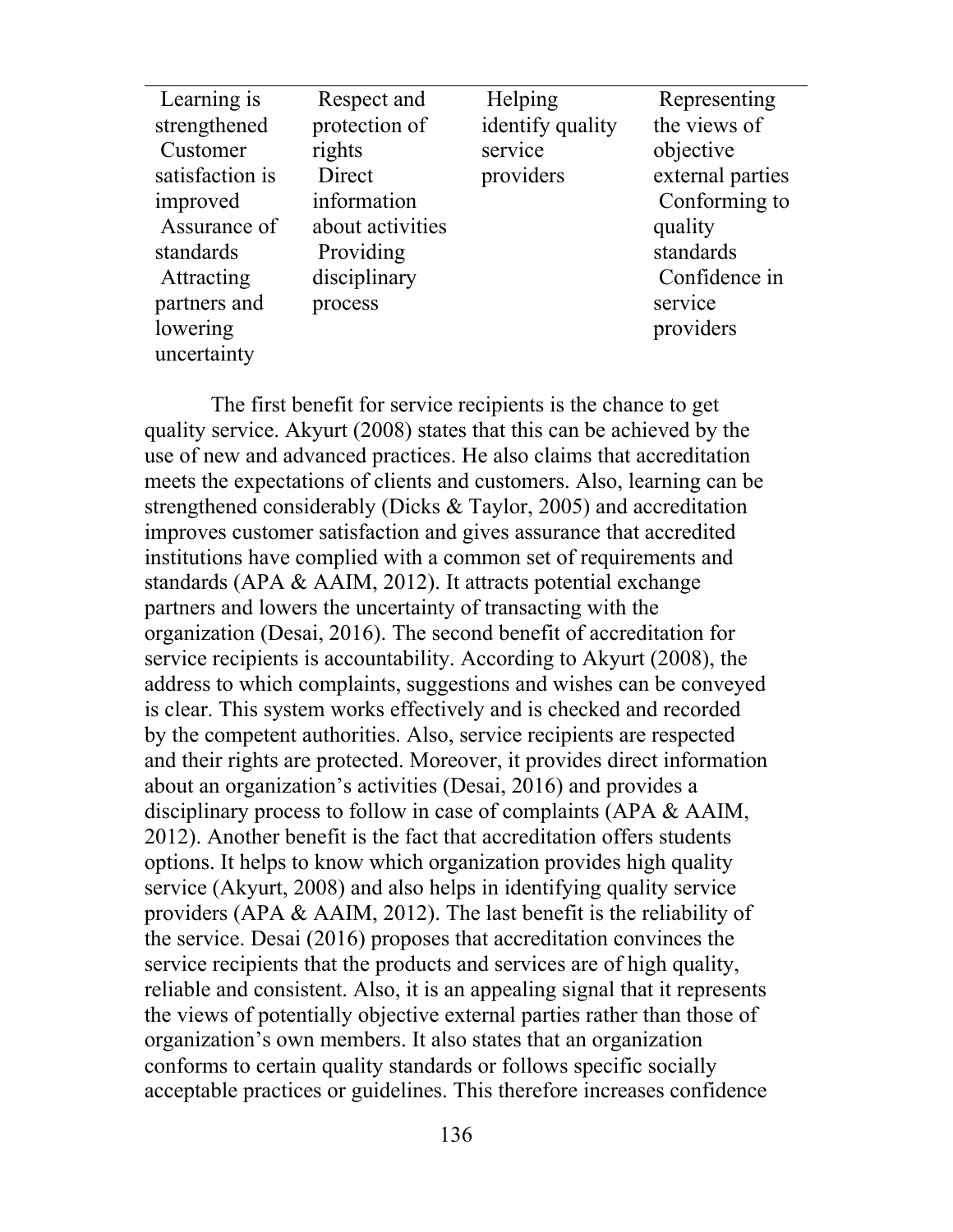| | | | |
|---|---|---|---|
| Learning is strengthened<br>Customer satisfaction is improved<br>Assurance of standards<br>Attracting partners and lowering uncertainty | Respect and protection of rights<br>Direct information about activities<br>Providing disciplinary process | Helping identify quality service providers | Representing the views of objective external parties<br>Conforming to quality standards<br>Confidence in service providers |

The first benefit for service recipients is the chance to get quality service. Akyurt (2008) states that this can be achieved by the use of new and advanced practices. He also claims that accreditation meets the expectations of clients and customers. Also, learning can be strengthened considerably (Dicks & Taylor, 2005) and accreditation improves customer satisfaction and gives assurance that accredited institutions have complied with a common set of requirements and standards (APA & AAIM, 2012). It attracts potential exchange partners and lowers the uncertainty of transacting with the organization (Desai, 2016). The second benefit of accreditation for service recipients is accountability. According to Akyurt (2008), the address to which complaints, suggestions and wishes can be conveyed is clear. This system works effectively and is checked and recorded by the competent authorities. Also, service recipients are respected and their rights are protected. Moreover, it provides direct information about an organization's activities (Desai, 2016) and provides a disciplinary process to follow in case of complaints (APA & AAIM, 2012). Another benefit is the fact that accreditation offers students options. It helps to know which organization provides high quality service (Akyurt, 2008) and also helps in identifying quality service providers (APA & AAIM, 2012). The last benefit is the reliability of the service. Desai (2016) proposes that accreditation convinces the service recipients that the products and services are of high quality, reliable and consistent. Also, it is an appealing signal that it represents the views of potentially objective external parties rather than those of organization's own members. It also states that an organization conforms to certain quality standards or follows specific socially acceptable practices or guidelines. This therefore increases confidence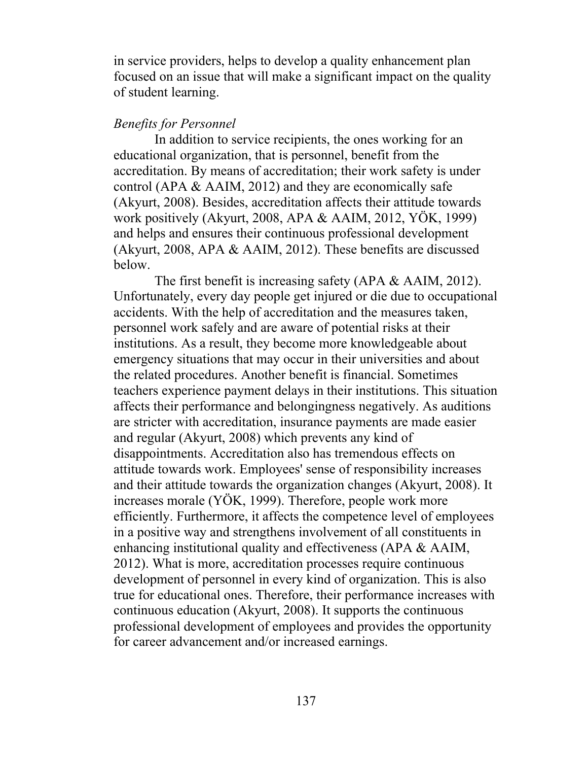in service providers, helps to develop a quality enhancement plan focused on an issue that will make a significant impact on the quality of student learning.

*Benefits for Personnel*

In addition to service recipients, the ones working for an educational organization, that is personnel, benefit from the accreditation. By means of accreditation; their work safety is under control (APA & AAIM, 2012) and they are economically safe (Akyurt, 2008). Besides, accreditation affects their attitude towards work positively (Akyurt, 2008, APA & AAIM, 2012, YÖK, 1999) and helps and ensures their continuous professional development (Akyurt, 2008, APA & AAIM, 2012). These benefits are discussed below.

The first benefit is increasing safety (APA & AAIM, 2012). Unfortunately, every day people get injured or die due to occupational accidents. With the help of accreditation and the measures taken, personnel work safely and are aware of potential risks at their institutions. As a result, they become more knowledgeable about emergency situations that may occur in their universities and about the related procedures. Another benefit is financial. Sometimes teachers experience payment delays in their institutions. This situation affects their performance and belongingness negatively. As auditions are stricter with accreditation, insurance payments are made easier and regular (Akyurt, 2008) which prevents any kind of disappointments. Accreditation also has tremendous effects on attitude towards work. Employees' sense of responsibility increases and their attitude towards the organization changes (Akyurt, 2008). It increases morale (YÖK, 1999). Therefore, people work more efficiently. Furthermore, it affects the competence level of employees in a positive way and strengthens involvement of all constituents in enhancing institutional quality and effectiveness (APA & AAIM, 2012). What is more, accreditation processes require continuous development of personnel in every kind of organization. This is also true for educational ones. Therefore, their performance increases with continuous education (Akyurt, 2008). It supports the continuous professional development of employees and provides the opportunity for career advancement and/or increased earnings.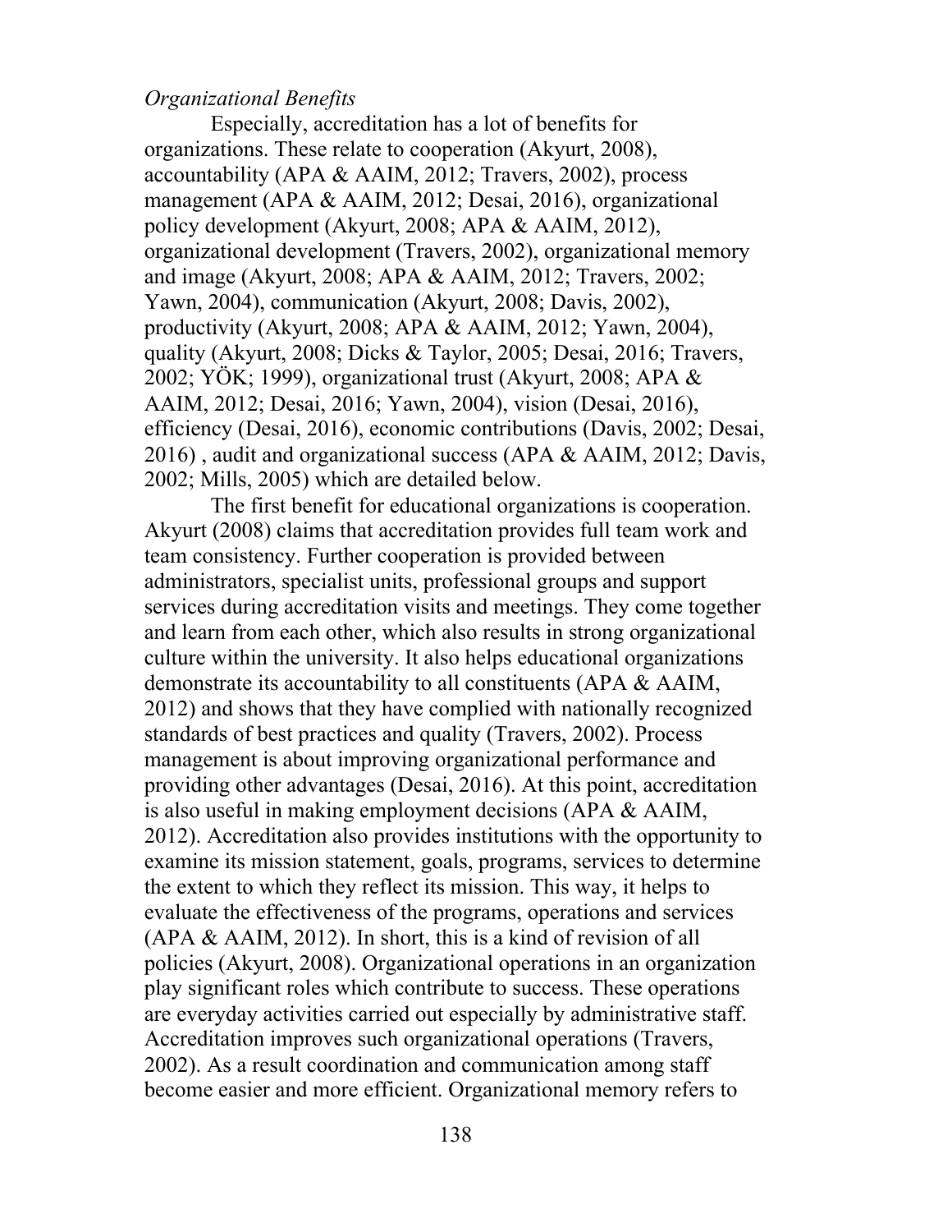*Organizational Benefits*

Especially, accreditation has a lot of benefits for organizations. These relate to cooperation (Akyurt, 2008), accountability (APA & AAIM, 2012; Travers, 2002), process management (APA & AAIM, 2012; Desai, 2016), organizational policy development (Akyurt, 2008; APA & AAIM, 2012), organizational development (Travers, 2002), organizational memory and image (Akyurt, 2008; APA & AAIM, 2012; Travers, 2002; Yawn, 2004), communication (Akyurt, 2008; Davis, 2002), productivity (Akyurt, 2008; APA & AAIM, 2012; Yawn, 2004), quality (Akyurt, 2008; Dicks & Taylor, 2005; Desai, 2016; Travers, 2002; YÖK; 1999), organizational trust (Akyurt, 2008; APA & AAIM, 2012; Desai, 2016; Yawn, 2004), vision (Desai, 2016), efficiency (Desai, 2016), economic contributions (Davis, 2002; Desai, 2016) , audit and organizational success (APA & AAIM, 2012; Davis, 2002; Mills, 2005) which are detailed below.

The first benefit for educational organizations is cooperation. Akyurt (2008) claims that accreditation provides full team work and team consistency. Further cooperation is provided between administrators, specialist units, professional groups and support services during accreditation visits and meetings. They come together and learn from each other, which also results in strong organizational culture within the university. It also helps educational organizations demonstrate its accountability to all constituents (APA & AAIM, 2012) and shows that they have complied with nationally recognized standards of best practices and quality (Travers, 2002). Process management is about improving organizational performance and providing other advantages (Desai, 2016). At this point, accreditation is also useful in making employment decisions (APA & AAIM, 2012). Accreditation also provides institutions with the opportunity to examine its mission statement, goals, programs, services to determine the extent to which they reflect its mission. This way, it helps to evaluate the effectiveness of the programs, operations and services (APA & AAIM, 2012). In short, this is a kind of revision of all policies (Akyurt, 2008). Organizational operations in an organization play significant roles which contribute to success. These operations are everyday activities carried out especially by administrative staff. Accreditation improves such organizational operations (Travers, 2002). As a result coordination and communication among staff become easier and more efficient. Organizational memory refers to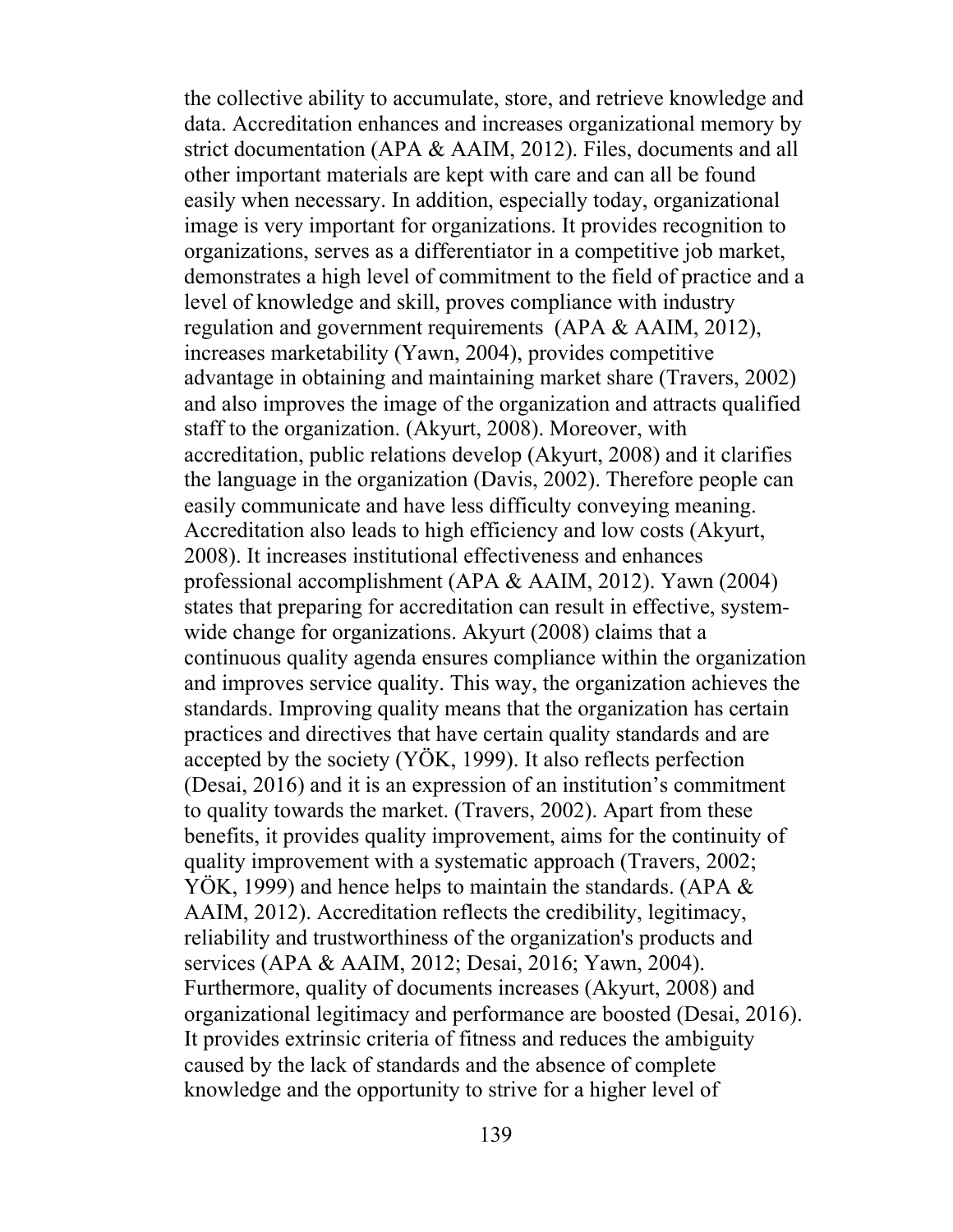the collective ability to accumulate, store, and retrieve knowledge and data. Accreditation enhances and increases organizational memory by strict documentation (APA & AAIM, 2012). Files, documents and all other important materials are kept with care and can all be found easily when necessary. In addition, especially today, organizational image is very important for organizations. It provides recognition to organizations, serves as a differentiator in a competitive job market, demonstrates a high level of commitment to the field of practice and a level of knowledge and skill, proves compliance with industry regulation and government requirements (APA & AAIM, 2012), increases marketability (Yawn, 2004), provides competitive advantage in obtaining and maintaining market share (Travers, 2002) and also improves the image of the organization and attracts qualified staff to the organization. (Akyurt, 2008). Moreover, with accreditation, public relations develop (Akyurt, 2008) and it clarifies the language in the organization (Davis, 2002). Therefore people can easily communicate and have less difficulty conveying meaning. Accreditation also leads to high efficiency and low costs (Akyurt, 2008). It increases institutional effectiveness and enhances professional accomplishment (APA & AAIM, 2012). Yawn (2004) states that preparing for accreditation can result in effective, system-wide change for organizations. Akyurt (2008) claims that a continuous quality agenda ensures compliance within the organization and improves service quality. This way, the organization achieves the standards. Improving quality means that the organization has certain practices and directives that have certain quality standards and are accepted by the society (YÖK, 1999). It also reflects perfection (Desai, 2016) and it is an expression of an institution's commitment to quality towards the market. (Travers, 2002). Apart from these benefits, it provides quality improvement, aims for the continuity of quality improvement with a systematic approach (Travers, 2002; YÖK, 1999) and hence helps to maintain the standards. (APA & AAIM, 2012). Accreditation reflects the credibility, legitimacy, reliability and trustworthiness of the organization's products and services (APA & AAIM, 2012; Desai, 2016; Yawn, 2004). Furthermore, quality of documents increases (Akyurt, 2008) and organizational legitimacy and performance are boosted (Desai, 2016). It provides extrinsic criteria of fitness and reduces the ambiguity caused by the lack of standards and the absence of complete knowledge and the opportunity to strive for a higher level of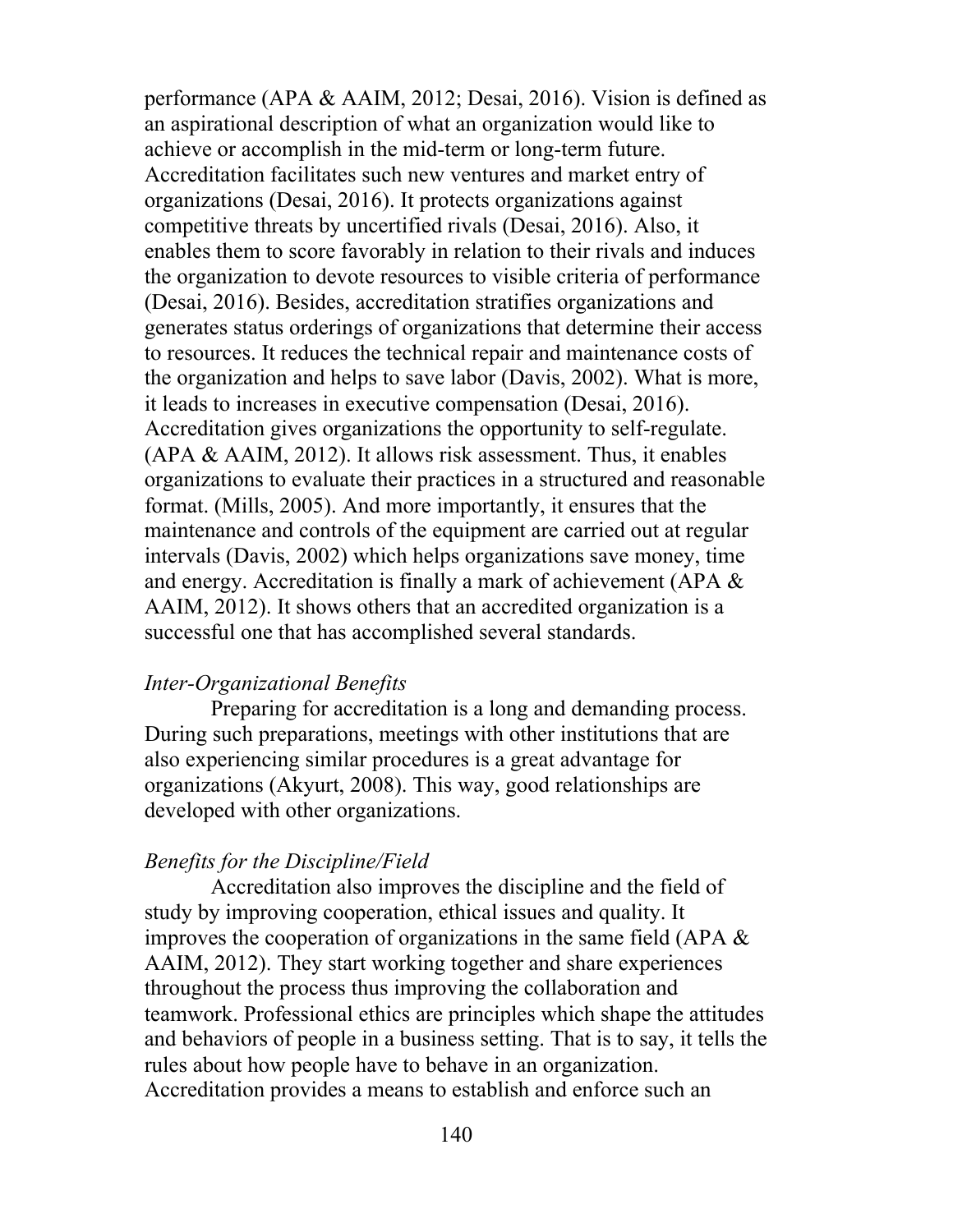performance (APA & AAIM, 2012; Desai, 2016). Vision is defined as an aspirational description of what an organization would like to achieve or accomplish in the mid-term or long-term future. Accreditation facilitates such new ventures and market entry of organizations (Desai, 2016). It protects organizations against competitive threats by uncertified rivals (Desai, 2016). Also, it enables them to score favorably in relation to their rivals and induces the organization to devote resources to visible criteria of performance (Desai, 2016). Besides, accreditation stratifies organizations and generates status orderings of organizations that determine their access to resources. It reduces the technical repair and maintenance costs of the organization and helps to save labor (Davis, 2002). What is more, it leads to increases in executive compensation (Desai, 2016). Accreditation gives organizations the opportunity to self-regulate. (APA & AAIM, 2012). It allows risk assessment. Thus, it enables organizations to evaluate their practices in a structured and reasonable format. (Mills, 2005). And more importantly, it ensures that the maintenance and controls of the equipment are carried out at regular intervals (Davis, 2002) which helps organizations save money, time and energy. Accreditation is finally a mark of achievement (APA & AAIM, 2012). It shows others that an accredited organization is a successful one that has accomplished several standards.

*Inter-Organizational Benefits*

Preparing for accreditation is a long and demanding process. During such preparations, meetings with other institutions that are also experiencing similar procedures is a great advantage for organizations (Akyurt, 2008). This way, good relationships are developed with other organizations.

*Benefits for the Discipline/Field*

Accreditation also improves the discipline and the field of study by improving cooperation, ethical issues and quality. It improves the cooperation of organizations in the same field (APA & AAIM, 2012). They start working together and share experiences throughout the process thus improving the collaboration and teamwork. Professional ethics are principles which shape the attitudes and behaviors of people in a business setting. That is to say, it tells the rules about how people have to behave in an organization. Accreditation provides a means to establish and enforce such an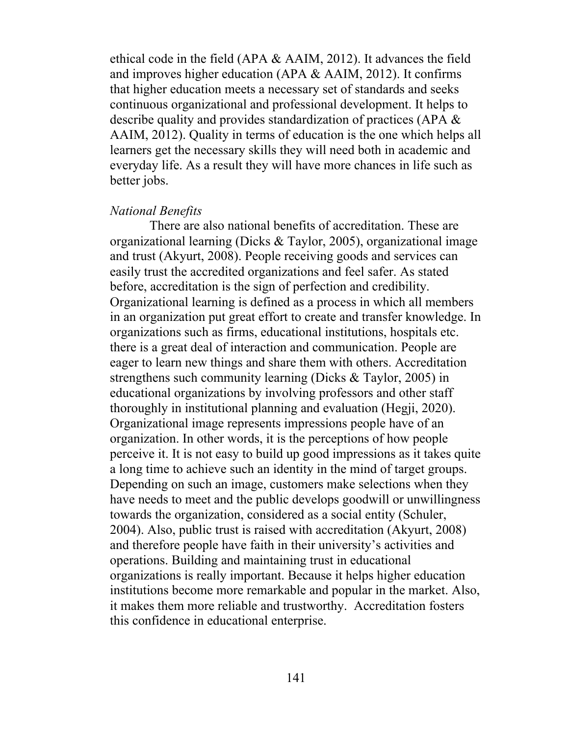ethical code in the field (APA & AAIM, 2012). It advances the field and improves higher education (APA & AAIM, 2012). It confirms that higher education meets a necessary set of standards and seeks continuous organizational and professional development. It helps to describe quality and provides standardization of practices (APA & AAIM, 2012). Quality in terms of education is the one which helps all learners get the necessary skills they will need both in academic and everyday life. As a result they will have more chances in life such as better jobs.

*National Benefits*

There are also national benefits of accreditation. These are organizational learning (Dicks & Taylor, 2005), organizational image and trust (Akyurt, 2008). People receiving goods and services can easily trust the accredited organizations and feel safer. As stated before, accreditation is the sign of perfection and credibility. Organizational learning is defined as a process in which all members in an organization put great effort to create and transfer knowledge. In organizations such as firms, educational institutions, hospitals etc. there is a great deal of interaction and communication. People are eager to learn new things and share them with others. Accreditation strengthens such community learning (Dicks & Taylor, 2005) in educational organizations by involving professors and other staff thoroughly in institutional planning and evaluation (Hegji, 2020). Organizational image represents impressions people have of an organization. In other words, it is the perceptions of how people perceive it. It is not easy to build up good impressions as it takes quite a long time to achieve such an identity in the mind of target groups. Depending on such an image, customers make selections when they have needs to meet and the public develops goodwill or unwillingness towards the organization, considered as a social entity (Schuler, 2004). Also, public trust is raised with accreditation (Akyurt, 2008) and therefore people have faith in their university's activities and operations. Building and maintaining trust in educational organizations is really important. Because it helps higher education institutions become more remarkable and popular in the market. Also, it makes them more reliable and trustworthy. Accreditation fosters this confidence in educational enterprise.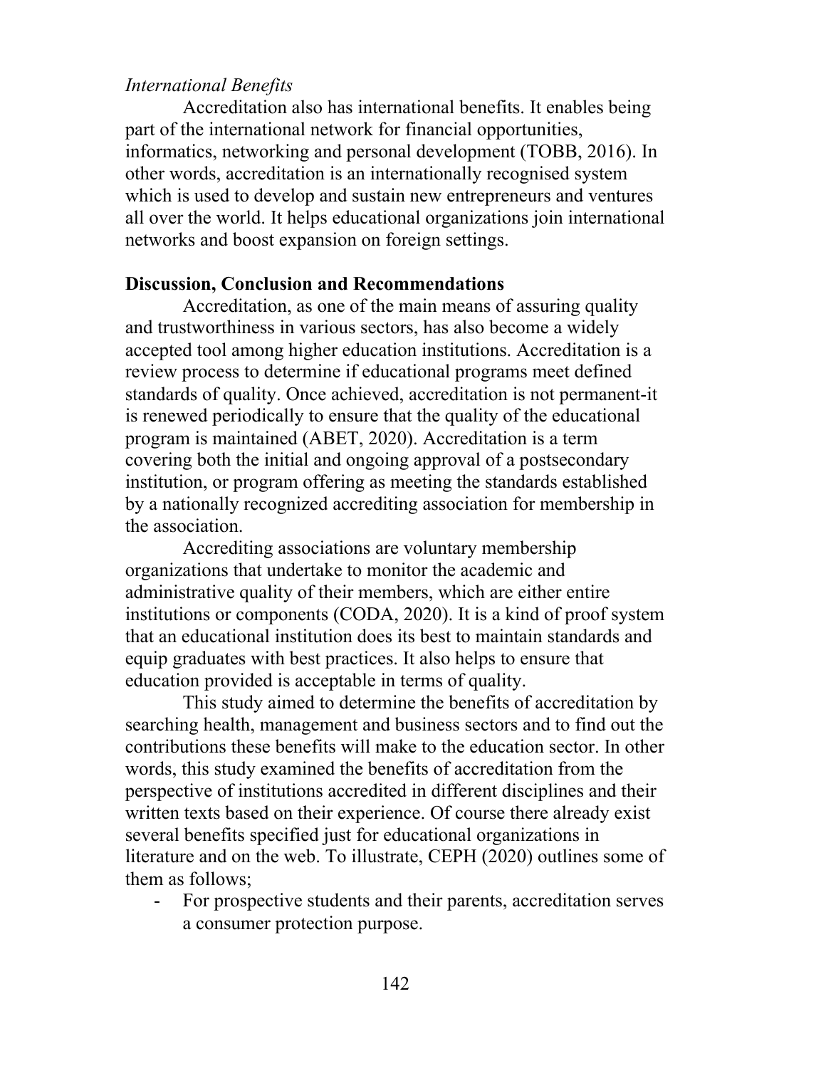*International Benefits*

Accreditation also has international benefits. It enables being part of the international network for financial opportunities, informatics, networking and personal development (TOBB, 2016). In other words, accreditation is an internationally recognised system which is used to develop and sustain new entrepreneurs and ventures all over the world. It helps educational organizations join international networks and boost expansion on foreign settings.

## Discussion, Conclusion and Recommendations

Accreditation, as one of the main means of assuring quality and trustworthiness in various sectors, has also become a widely accepted tool among higher education institutions. Accreditation is a review process to determine if educational programs meet defined standards of quality. Once achieved, accreditation is not permanent-it is renewed periodically to ensure that the quality of the educational program is maintained (ABET, 2020). Accreditation is a term covering both the initial and ongoing approval of a postsecondary institution, or program offering as meeting the standards established by a nationally recognized accrediting association for membership in the association.

Accrediting associations are voluntary membership organizations that undertake to monitor the academic and administrative quality of their members, which are either entire institutions or components (CODA, 2020). It is a kind of proof system that an educational institution does its best to maintain standards and equip graduates with best practices. It also helps to ensure that education provided is acceptable in terms of quality.

This study aimed to determine the benefits of accreditation by searching health, management and business sectors and to find out the contributions these benefits will make to the education sector. In other words, this study examined the benefits of accreditation from the perspective of institutions accredited in different disciplines and their written texts based on their experience. Of course there already exist several benefits specified just for educational organizations in literature and on the web. To illustrate, CEPH (2020) outlines some of them as follows;

- For prospective students and their parents, accreditation serves a consumer protection purpose.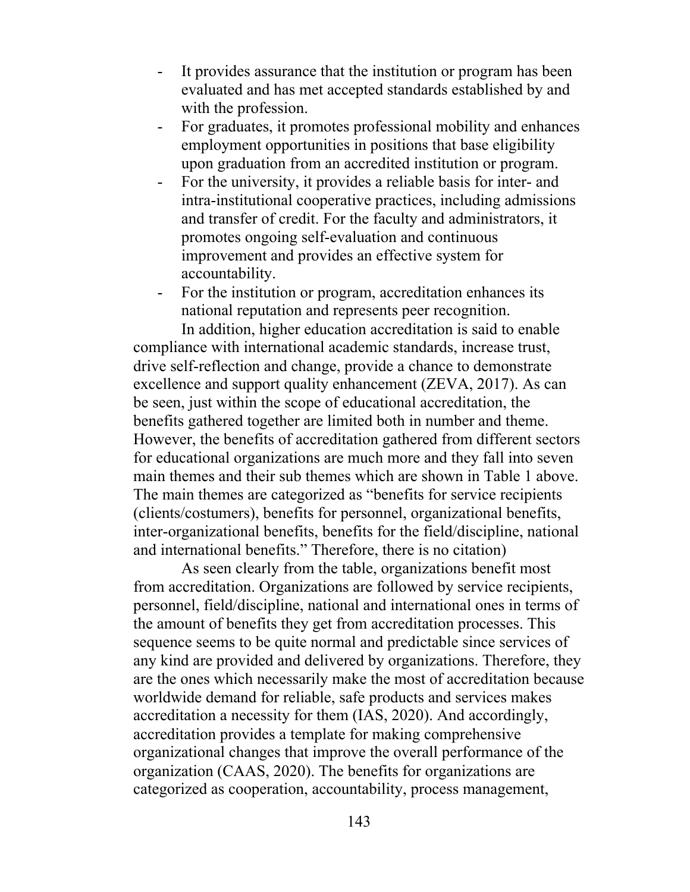- It provides assurance that the institution or program has been evaluated and has met accepted standards established by and with the profession.
- For graduates, it promotes professional mobility and enhances employment opportunities in positions that base eligibility upon graduation from an accredited institution or program.
- For the university, it provides a reliable basis for inter- and intra-institutional cooperative practices, including admissions and transfer of credit. For the faculty and administrators, it promotes ongoing self-evaluation and continuous improvement and provides an effective system for accountability.
- For the institution or program, accreditation enhances its national reputation and represents peer recognition.

In addition, higher education accreditation is said to enable compliance with international academic standards, increase trust, drive self-reflection and change, provide a chance to demonstrate excellence and support quality enhancement (ZEVA, 2017). As can be seen, just within the scope of educational accreditation, the benefits gathered together are limited both in number and theme. However, the benefits of accreditation gathered from different sectors for educational organizations are much more and they fall into seven main themes and their sub themes which are shown in Table 1 above. The main themes are categorized as "benefits for service recipients (clients/costumers), benefits for personnel, organizational benefits, inter-organizational benefits, benefits for the field/discipline, national and international benefits." Therefore, there is no citation)

As seen clearly from the table, organizations benefit most from accreditation. Organizations are followed by service recipients, personnel, field/discipline, national and international ones in terms of the amount of benefits they get from accreditation processes. This sequence seems to be quite normal and predictable since services of any kind are provided and delivered by organizations. Therefore, they are the ones which necessarily make the most of accreditation because worldwide demand for reliable, safe products and services makes accreditation a necessity for them (IAS, 2020). And accordingly, accreditation provides a template for making comprehensive organizational changes that improve the overall performance of the organization (CAAS, 2020). The benefits for organizations are categorized as cooperation, accountability, process management,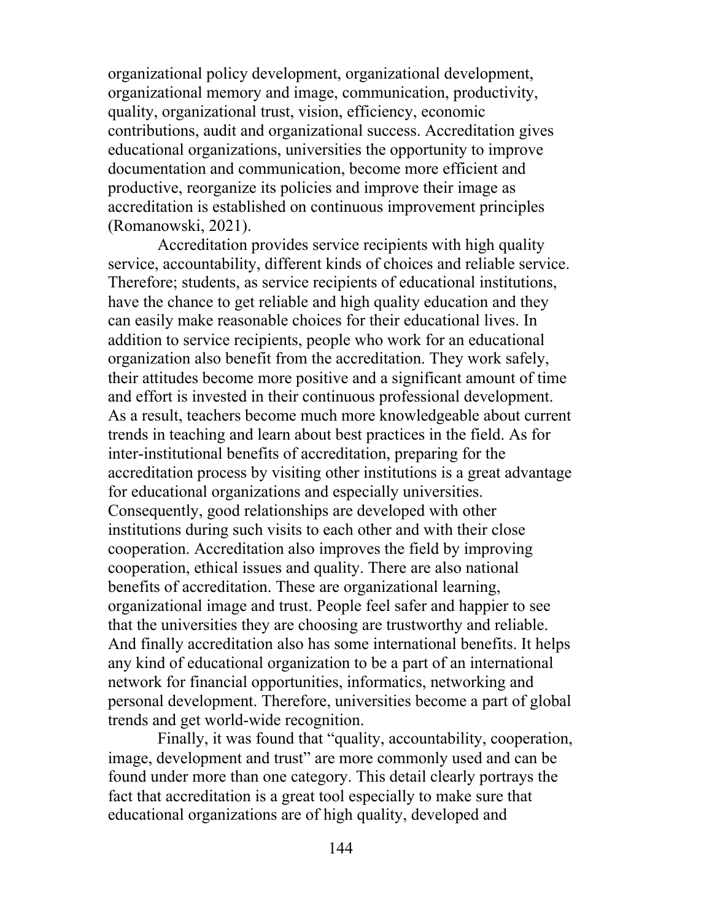organizational policy development, organizational development, organizational memory and image, communication, productivity, quality, organizational trust, vision, efficiency, economic contributions, audit and organizational success. Accreditation gives educational organizations, universities the opportunity to improve documentation and communication, become more efficient and productive, reorganize its policies and improve their image as accreditation is established on continuous improvement principles (Romanowski, 2021).

Accreditation provides service recipients with high quality service, accountability, different kinds of choices and reliable service. Therefore; students, as service recipients of educational institutions, have the chance to get reliable and high quality education and they can easily make reasonable choices for their educational lives. In addition to service recipients, people who work for an educational organization also benefit from the accreditation. They work safely, their attitudes become more positive and a significant amount of time and effort is invested in their continuous professional development. As a result, teachers become much more knowledgeable about current trends in teaching and learn about best practices in the field. As for inter-institutional benefits of accreditation, preparing for the accreditation process by visiting other institutions is a great advantage for educational organizations and especially universities. Consequently, good relationships are developed with other institutions during such visits to each other and with their close cooperation. Accreditation also improves the field by improving cooperation, ethical issues and quality. There are also national benefits of accreditation. These are organizational learning, organizational image and trust. People feel safer and happier to see that the universities they are choosing are trustworthy and reliable. And finally accreditation also has some international benefits. It helps any kind of educational organization to be a part of an international network for financial opportunities, informatics, networking and personal development. Therefore, universities become a part of global trends and get world-wide recognition.

Finally, it was found that "quality, accountability, cooperation, image, development and trust" are more commonly used and can be found under more than one category. This detail clearly portrays the fact that accreditation is a great tool especially to make sure that educational organizations are of high quality, developed and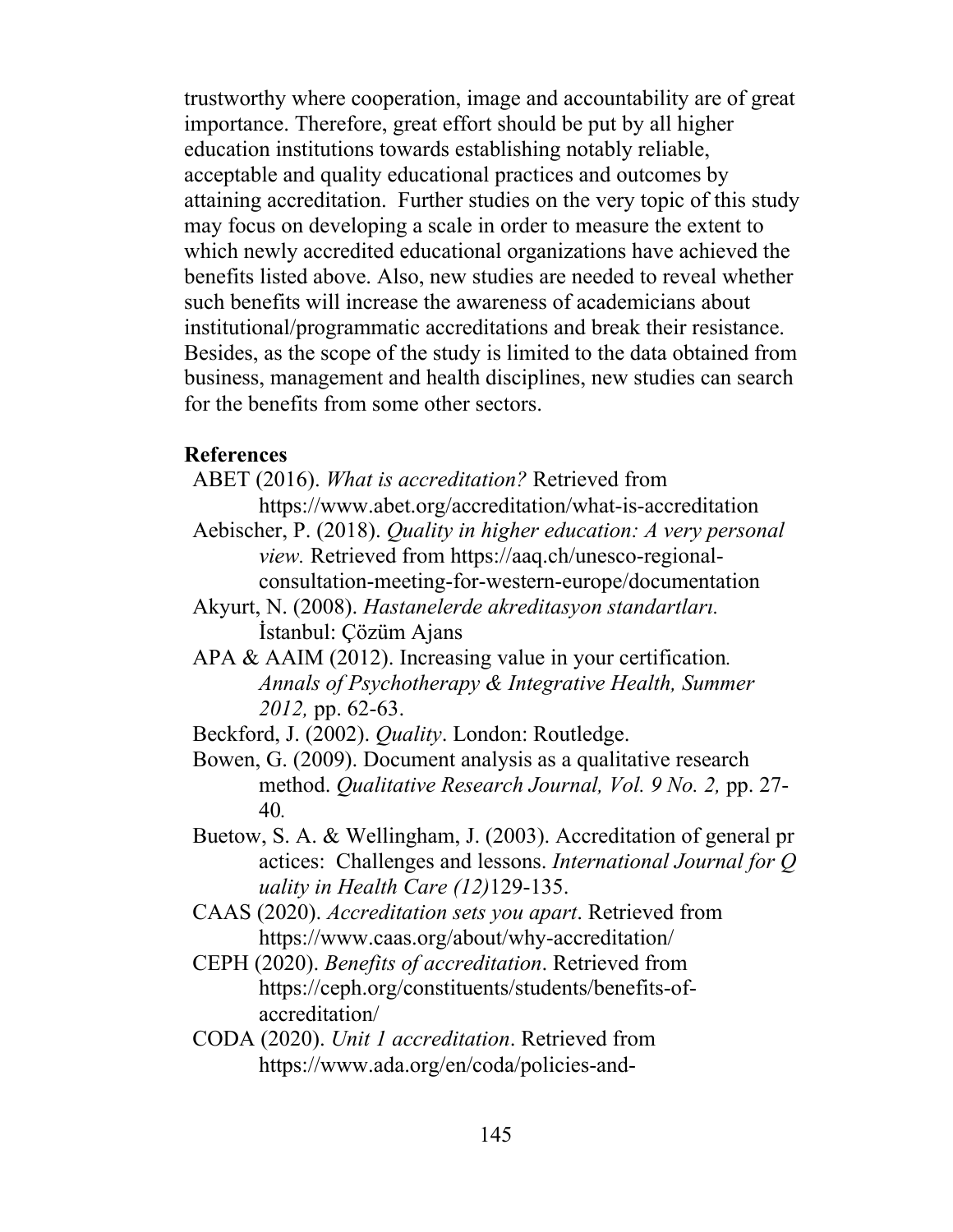trustworthy where cooperation, image and accountability are of great importance. Therefore, great effort should be put by all higher education institutions towards establishing notably reliable, acceptable and quality educational practices and outcomes by attaining accreditation. Further studies on the very topic of this study may focus on developing a scale in order to measure the extent to which newly accredited educational organizations have achieved the benefits listed above. Also, new studies are needed to reveal whether such benefits will increase the awareness of academicians about institutional/programmatic accreditations and break their resistance. Besides, as the scope of the study is limited to the data obtained from business, management and health disciplines, new studies can search for the benefits from some other sectors.

**References**

ABET (2016). *What is accreditation?* Retrieved from https://www.abet.org/accreditation/what-is-accreditation

Aebischer, P. (2018). *Quality in higher education: A very personal view.* Retrieved from https://aaq.ch/unesco-regional-consultation-meeting-for-western-europe/documentation

Akyurt, N. (2008). *Hastanelerde akreditasyon standartları.* İstanbul: Çözüm Ajans

APA & AAIM (2012). Increasing value in your certification*. Annals of Psychotherapy & Integrative Health, Summer 2012,* pp. 62-63.

Beckford, J. (2002). *Quality*. London: Routledge.

Bowen, G. (2009). Document analysis as a qualitative research method. *Qualitative Research Journal, Vol. 9 No. 2,* pp. 27-40*.*

Buetow, S. A. & Wellingham, J. (2003). Accreditation of general pr actices: Challenges and lessons. *International Journal for Q uality in Health Care (12)*129-135.

CAAS (2020). *Accreditation sets you apart*. Retrieved from https://www.caas.org/about/why-accreditation/

CEPH (2020). *Benefits of accreditation*. Retrieved from https://ceph.org/constituents/students/benefits-of-accreditation/

CODA (2020). *Unit 1 accreditation*. Retrieved from https://www.ada.org/en/coda/policies-and-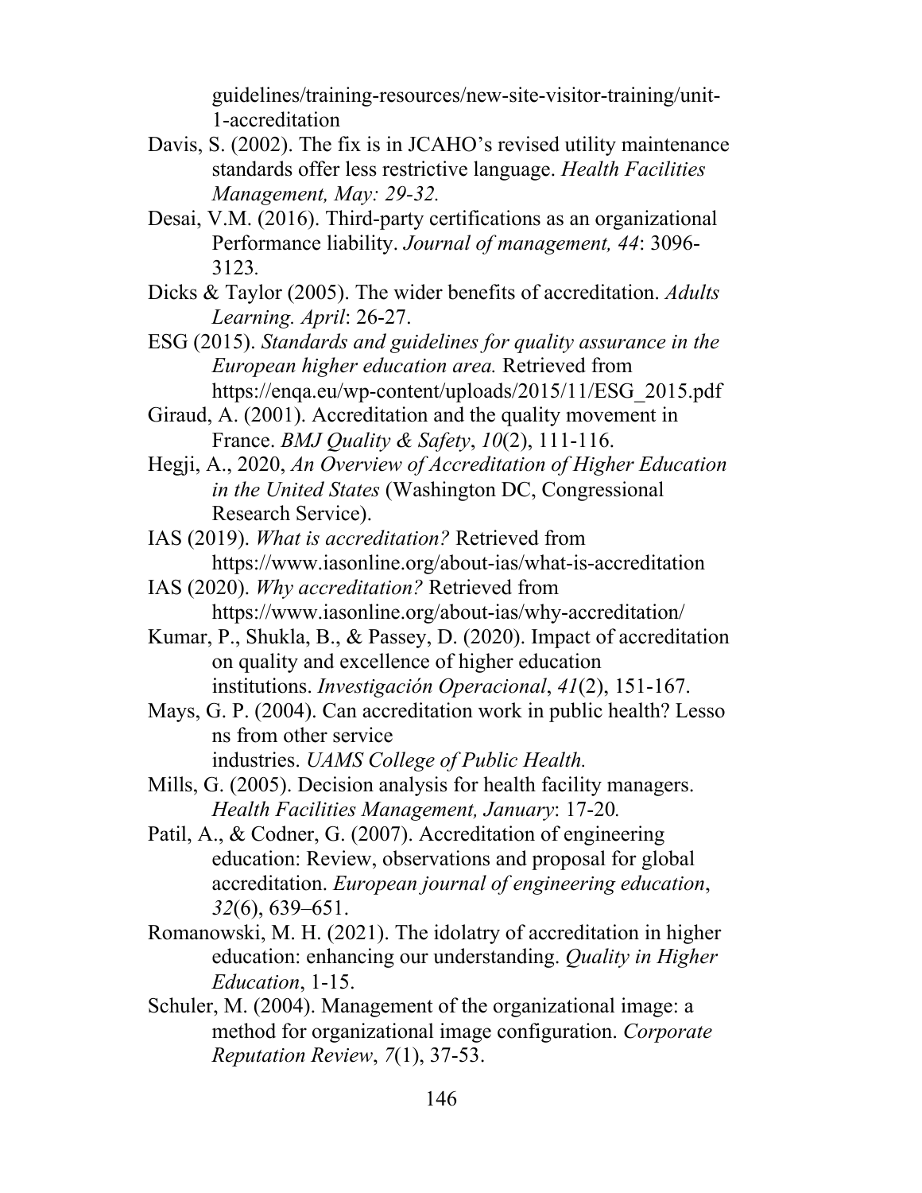guidelines/training-resources/new-site-visitor-training/unit-1-accreditation

Davis, S. (2002). The fix is in JCAHO's revised utility maintenance standards offer less restrictive language. *Health Facilities Management, May: 29-32.*

Desai, V.M. (2016). Third-party certifications as an organizational Performance liability. *Journal of management, 44*: 3096-3123.

Dicks & Taylor (2005). The wider benefits of accreditation. *Adults Learning. April*: 26-27.

ESG (2015). *Standards and guidelines for quality assurance in the European higher education area.* Retrieved from https://enqa.eu/wp-content/uploads/2015/11/ESG_2015.pdf

Giraud, A. (2001). Accreditation and the quality movement in France. *BMJ Quality & Safety*, *10*(2), 111-116.

Hegji, A., 2020, *An Overview of Accreditation of Higher Education in the United States* (Washington DC, Congressional Research Service).

IAS (2019). *What is accreditation?* Retrieved from https://www.iasonline.org/about-ias/what-is-accreditation

IAS (2020). *Why accreditation?* Retrieved from https://www.iasonline.org/about-ias/why-accreditation/

Kumar, P., Shukla, B., & Passey, D. (2020). Impact of accreditation on quality and excellence of higher education institutions. *Investigación Operacional*, *41*(2), 151-167.

Mays, G. P. (2004). Can accreditation work in public health? Lessons from other service industries. *UAMS College of Public Health.*

Mills, G. (2005). Decision analysis for health facility managers. *Health Facilities Management, January*: 17-20*.*

Patil, A., & Codner, G. (2007). Accreditation of engineering education: Review, observations and proposal for global accreditation. *European journal of engineering education*, *32*(6), 639–651.

Romanowski, M. H. (2021). The idolatry of accreditation in higher education: enhancing our understanding. *Quality in Higher Education*, 1-15.

Schuler, M. (2004). Management of the organizational image: a method for organizational image configuration. *Corporate Reputation Review*, *7*(1), 37-53.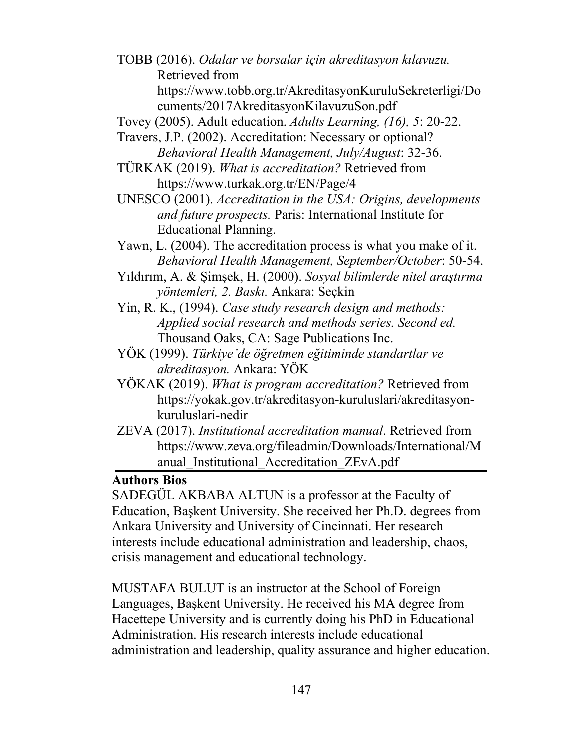TOBB (2016). *Odalar ve borsalar için akreditasyon kılavuzu.* Retrieved from https://www.tobb.org.tr/AkreditasyonKuruluSekreterligi/Documents/2017AkreditasyonKilavuzuSon.pdf

Tovey (2005). Adult education. *Adults Learning, (16), 5*: 20-22.

Travers, J.P. (2002). Accreditation: Necessary or optional? *Behavioral Health Management, July/August*: 32-36.

TÜRKAK (2019). *What is accreditation?* Retrieved from https://www.turkak.org.tr/EN/Page/4

UNESCO (2001). *Accreditation in the USA: Origins, developments and future prospects.* Paris: International Institute for Educational Planning.

Yawn, L. (2004). The accreditation process is what you make of it. *Behavioral Health Management, September/October*: 50-54.

Yıldırım, A. & Şimşek, H. (2000). *Sosyal bilimlerde nitel araştırma yöntemleri, 2. Baskı.* Ankara: Seçkin

Yin, R. K., (1994). *Case study research design and methods: Applied social research and methods series. Second ed.* Thousand Oaks, CA: Sage Publications Inc.

YÖK (1999). *Türkiye'de öğretmen eğitiminde standartlar ve akreditasyon.* Ankara: YÖK

YÖKAK (2019). *What is program accreditation?* Retrieved from https://yokak.gov.tr/akreditasyon-kuruluslari/akreditasyon-kuruluslari-nedir

ZEVA (2017). *Institutional accreditation manual*. Retrieved from https://www.zeva.org/fileadmin/Downloads/International/Manual_Institutional_Accreditation_ZEvA.pdf

## Authors Bios

SADEGÜL AKBABA ALTUN is a professor at the Faculty of Education, Başkent University. She received her Ph.D. degrees from Ankara University and University of Cincinnati. Her research interests include educational administration and leadership, chaos, crisis management and educational technology.

MUSTAFA BULUT is an instructor at the School of Foreign Languages, Başkent University. He received his MA degree from Hacettepe University and is currently doing his PhD in Educational Administration. His research interests include educational administration and leadership, quality assurance and higher education.